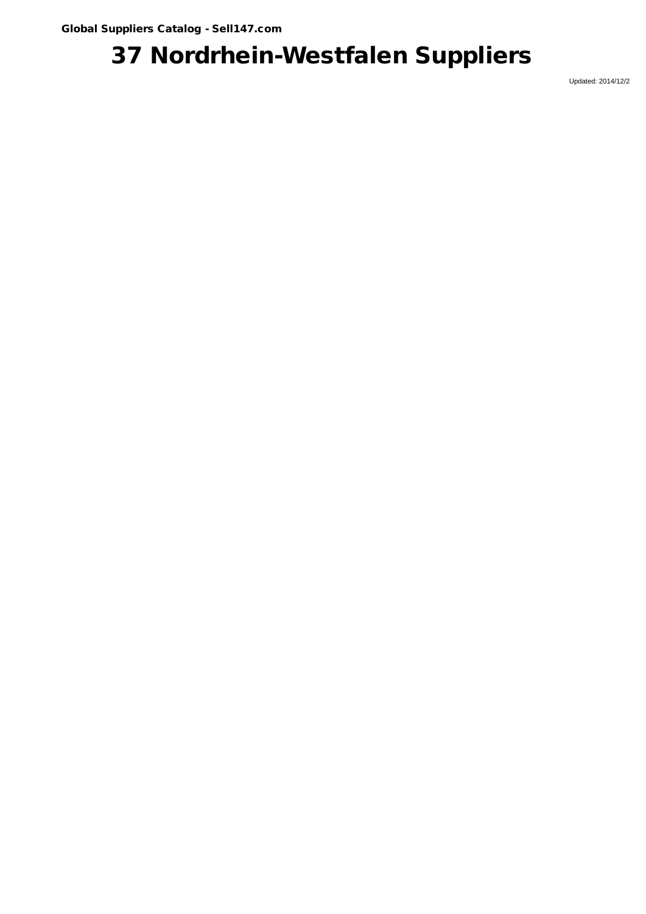Global Suppliers Catalog - Sell147.com

# 37 Nordrhein-Westfalen Suppliers

Updated: 2014/12/2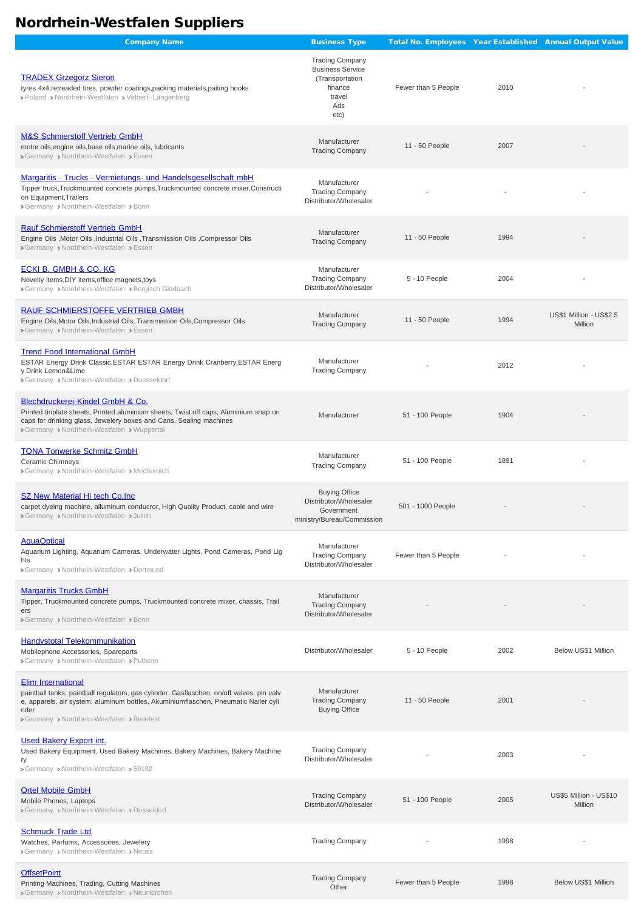# Nordrhein-Westfalen Suppliers

| Company Name | Business Type | Total No. Employees | Year Established | Annual Output Value |
|---|---|---|---|---|
| [TRADEX Grzegorz Sieron](#)<br>tyres 4x4,retreaded tires, powder coatings,packing materials,paiting hooks<br>› Poland › Nordrhein-Westfalen › Velbert- Langenberg | Trading Company<br>Business Service<br>(Transportation<br>finance<br>travel<br>Ads<br>etc) | Fewer than 5 People | 2010 | - |
| [M&S Schmierstoff Vertrieb GmbH](#)<br>motor oils,engine oils,base oils,marine oils, lubricants<br>› Germany › Nordrhein-Westfalen › Essen | Manufacturer<br>Trading Company | 11 - 50 People | 2007 | - |
| [Margaritis - Trucks - Vermietungs- und Handelsgesellschaft mbH](#)<br>Tipper truck,Truckmounted concrete pumps,Truckmounted concrete mixer,Construction Equipment,Trailers<br>› Germany › Nordrhein-Westfalen › Bonn | Manufacturer<br>Trading Company<br>Distributor/Wholesaler | - | - | - |
| [Rauf Schmierstoff Vertrieb GmbH](#)<br>Engine Oils ,Motor Oils ,Industrial Oils ,Transmission Oils ,Compressor Oils<br>› Germany › Nordrhein-Westfalen › Essen | Manufacturer<br>Trading Company | 11 - 50 People | 1994 | - |
| [ECKI B. GMBH & CO. KG](#)<br>Novelty items,DIY items,office magnets,toys<br>› Germany › Nordrhein-Westfalen › Bergisch Gladbach | Manufacturer<br>Trading Company<br>Distributor/Wholesaler | 5 - 10 People | 2004 | - |
| [RAUF SCHMIERSTOFFE VERTRIEB GMBH](#)<br>Engine Oils,Motor Oils,Industrial Oils, Transmission Oils,Compressor Oils<br>› Germany › Nordrhein-Westfalen › Essen | Manufacturer<br>Trading Company | 11 - 50 People | 1994 | US$1 Million - US$2.5 Million |
| [Trend Food International GmbH](#)<br>ESTAR Energy Drink Classic,ESTAR ESTAR Energy Drink Cranberry,ESTAR Energy Drink Lemon&Lime<br>› Germany › Nordrhein-Westfalen › Duesseldorf | Manufacturer<br>Trading Company | - | 2012 | - |
| [Blechdruckerei-Kindel GmbH & Co.](#)<br>Printed tinplate sheets, Printed aluminium sheets, Twist off caps, Aluminium snap on caps for drinking glass, Jewelery boxes and Cans, Sealing machines<br>› Germany › Nordrhein-Westfalen › Wuppertal | Manufacturer | 51 - 100 People | 1904 | - |
| [TONA Tonwerke Schmitz GmbH](#)<br>Ceramic Chimneys<br>› Germany › Nordrhein-Westfalen › Mechernich | Manufacturer<br>Trading Company | 51 - 100 People | 1891 | - |
| [SZ New Material Hi tech Co.Inc](#)<br>carpet dyeing machine, alluminum conducror, High Quality Product, cable and wire<br>› Germany › Nordrhein-Westfalen › Julich | Buying Office<br>Distributor/Wholesaler<br>Government ministry/Bureau/Commission | 501 - 1000 People | - | - |
| [AquaOptical](#)<br>Aquarium Lighting, Aquarium Cameras, Underwater Lights, Pond Cameras, Pond Lights<br>› Germany › Nordrhein-Westfalen › Dortmund | Manufacturer<br>Trading Company<br>Distributor/Wholesaler | Fewer than 5 People | - | - |
| [Margaritis Trucks GmbH](#)<br>Tipper, Truckmounted concrete pumps, Truckmounted concrete mixer, chassis, Trailers<br>› Germany › Nordrhein-Westfalen › Bonn | Manufacturer<br>Trading Company<br>Distributor/Wholesaler | - | - | - |
| [Handystotal Telekommunikation](#)<br>Mobilephone Accessories, Spareparts<br>› Germany › Nordrhein-Westfalen › Pulheim | Distributor/Wholesaler | 5 - 10 People | 2002 | Below US$1 Million |
| [Elim International](#)<br>paintball tanks, paintball regulators, gas cylinder, Gasflaschen, on/off valves, pin valve, apparels, air system, aluminum bottles, Akuminiumflaschen, Pneumatic Nailer cylinder<br>› Germany › Nordrhein-Westfalen › Bielefeld | Manufacturer<br>Trading Company<br>Buying Office | 11 - 50 People | 2001 | - |
| [Used Bakery Export int.](#)<br>Used Bakery Equipment, Used Bakery Machines, Bakery Machines, Bakery Machinery<br>› Germany › Nordrhein-Westfalen › 59192 | Trading Company<br>Distributor/Wholesaler | - | 2003 | - |
| [Ortel Mobile GmbH](#)<br>Mobile Phones, Laptops<br>› Germany › Nordrhein-Westfalen › Dusseldorf | Trading Company<br>Distributor/Wholesaler | 51 - 100 People | 2005 | US$5 Million - US$10 Million |
| [Schmuck Trade Ltd](#)<br>Watches, Parfums, Accessoires, Jewelery<br>› Germany › Nordrhein-Westfalen › Neuss | Trading Company | - | 1998 | - |
| [OffsetPoint](#)<br>Printing Machines, Trading, Cutting Machines<br>› Germany › Nordrhein-Westfalen › Neunkirchen | Trading Company<br>Other | Fewer than 5 People | 1998 | Below US$1 Million |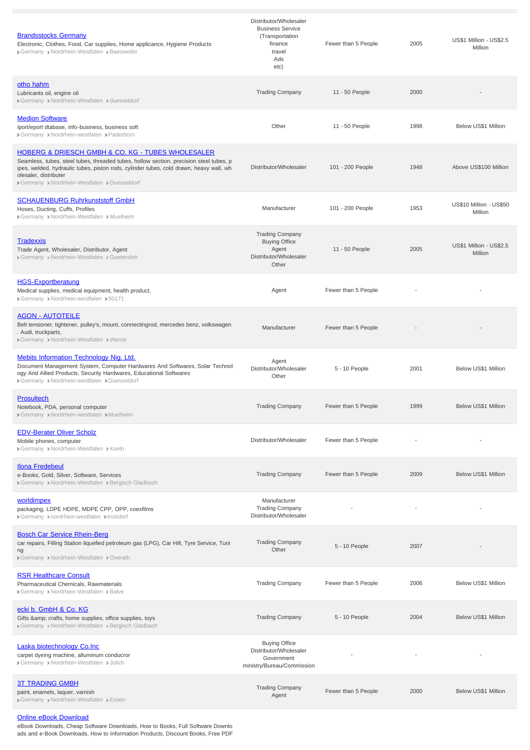| Company | Business Type | Employees | Year Established | Annual Revenue |
| --- | --- | --- | --- | --- |
| [Brandsstocks Germany](#)<br>Electronic, Clothes, Food, Car supplies, Home applicance, Hygiene Products<br>› Germany › Nordrhein-Westfalen › Baesweiler | Distributor/Wholesaler<br>Business Service (Transportation finance travel Ads etc) | Fewer than 5 People | 2005 | US$1 Million - US$2.5 Million |
| [otho hahm](#)<br>Lubricants oil, engine oil<br>› Germany › Nordrhein-Westfalen › duesseldorf | Trading Company | 11 - 50 People | 2000 | - |
| [Medion Software](#)<br>Iport/eport dtabase, info-business, business soft<br>› Germany › Nordrhein-westfalen › Paderborn | Other | 11 - 50 People | 1998 | Below US$1 Million |
| [HOBERG & DRIESCH GMBH & CO. KG - TUBES WHOLESALER](#)<br>Seamless, tubes, steel tubes, threaded tubes, hollow section, precision steel tubes, pipes, welded, hydraulic tubes, piston rods, cylinder tubes, cold drawn, heavy wall, wholesaler, distributor<br>› Germany › Nordrhein-Westfalen › Duesseldorf | Distributor/Wholesaler | 101 - 200 People | 1948 | Above US$100 Million |
| [SCHAUENBURG Ruhrkunststoff GmbH](#)<br>Hoses, Ducting, Cuffs, Profiles<br>› Germany › Nordrhein-Westfalen › Muelheim | Manufacturer | 101 - 200 People | 1953 | US$10 Million - US$50 Million |
| [Tradexxis](#)<br>Trade Agent, Wholesaler, Distributor, Agent<br>› Germany › Nordrhein-Westfalen › Guetersloh | Trading Company<br>Buying Office<br>Agent<br>Distributor/Wholesaler<br>Other | 11 - 50 People | 2005 | US$1 Million - US$2.5 Million |
| [HGS-Exportberatung](#)<br>Medical supplies, medical equipment, health product,<br>› Germany › Nordrhein-westfalen › 50171 | Agent | Fewer than 5 People | - | - |
| [AGON - AUTOTEILE](#)<br>Belt tensioner, tightener, pulley's, mount, connectingrod, mercedes benz, volkswagen . Audi, truckparts,<br>› Germany › Nordrhein-Westfalen › Werne | Manufacturer | Fewer than 5 People | - | - |
| [Mebits Information Technology Nig. Ltd.](#)<br>Document Management System, Computer Hardwares And Softwares, Solar Technology And Allied Products, Security Hardwares, Educational Softwares<br>› Germany › Nordrhein-westfalen › Duesseldorf | Agent<br>Distributor/Wholesaler<br>Other | 5 - 10 People | 2001 | Below US$1 Million |
| [Prosultech](#)<br>Notebook, PDA, personal computer<br>› Germany › Nordrhein-westfalen › Muelheim | Trading Company | Fewer than 5 People | 1999 | Below US$1 Million |
| [EDV-Berater Oliver Scholz](#)<br>Mobile phones, computer<br>› Germany › Nordrhein-Westfalen › Koeln | Distributor/Wholesaler | Fewer than 5 People | - | - |
| [Ilona Fredebeul](#)<br>e-Books, Gold, Silver, Software, Services<br>› Germany › Nordrhein-Westfalen › Bergisch Gladbach | Trading Company | Fewer than 5 People | 2009 | Below US$1 Million |
| [worldimpex](#)<br>packaging, LDPE HDPE, MDPE CPP, OPP, coexfilms<br>› Germany › nordrhein-westfalen › troisdorf | Manufacturer<br>Trading Company<br>Distributor/Wholesaler | - | - | - |
| [Bosch Car Service Rhein-Berg](#)<br>car repairs, Filling Station liquefied petroleum gas (LPG), Car Hifi, Tyre Service, Tuning<br>› Germany › Nordrhein-Westfalen › Overath | Trading Company<br>Other | 5 - 10 People | 2007 | - |
| [RSR Healthcare Consult](#)<br>Pharmaceutical Chemicals, Rawmaterials<br>› Germany › Nordrhein-Westfalen › Balve | Trading Company | Fewer than 5 People | 2006 | Below US$1 Million |
| [ecki b. GmbH & Co. KG](#)<br>Gifts &amp; crafts, home supplies, office supplies, toys<br>› Germany › Nordrhein-Westfalen › Bergisch Gladbach | Trading Company | 5 - 10 People | 2004 | Below US$1 Million |
| [Laska biotechnology Co.Inc](#)<br>carpet dyeing machine, alluminum conducror<br>› Germany › Nordrhein-Westfalen › Julich | Buying Office<br>Distributor/Wholesaler<br>Government ministry/Bureau/Commission | - | - | - |
| [3T TRADING GMBH](#)<br>paint, enamels, laquer, varnish<br>› Germany › Nordrhein-Westfalen › Essen | Trading Company<br>Agent | Fewer than 5 People | 2000 | Below US$1 Million |
| [Online eBook Download](#)<br>eBook Downloads, Cheap Software Downloads, How to Books, Full Software Downloads and e-Book Downloads, How to Information Products, Discount Books, Free PDF | | | | |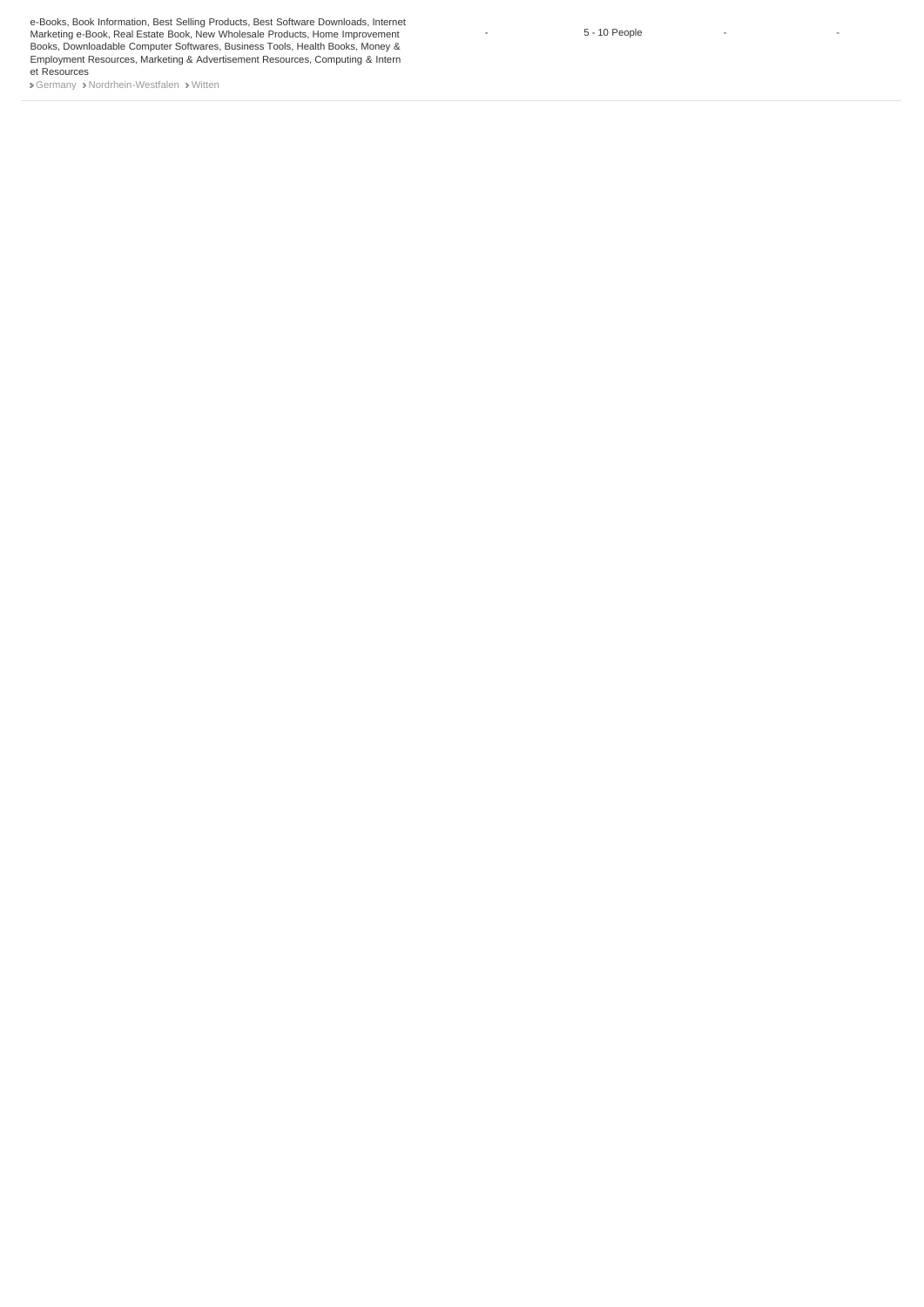| | | | | |
|---|---|---|---|---|
| e-Books, Book Information, Best Selling Products, Best Software Downloads, Internet Marketing e-Book, Real Estate Book, New Wholesale Products, Home Improvement Books, Downloadable Computer Softwares, Business Tools, Health Books, Money & Employment Resources, Marketing & Advertisement Resources, Computing & Intern et Resources<br>›Germany ›Nordrhein-Westfalen ›Witten | - | 5 - 10 People | - | - |